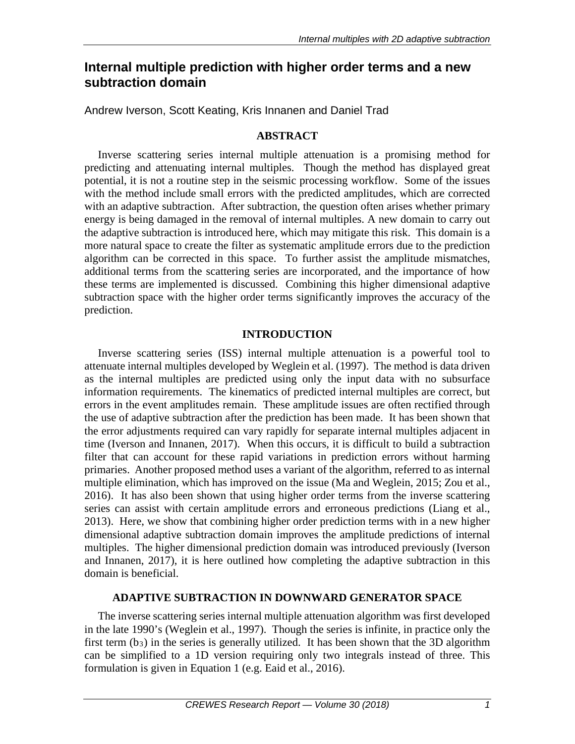# Internal multiple prediction with higher order terms and a new subtraction domain

Andrew Iverson, Scott Keating, Kris Innanen and Daniel Trad

## ABSTRACT

Inverse scattering series internal multiple attenuation is a promising method for predicting and attenuating internal multiples. Though the method has displayed great potential, it is not a routine step in the seismic processing workflow. Some of the issues with the method include small errors with the predicted amplitudes, which are corrected with an adaptive subtraction. After subtraction, the question often arises whether primary energy is being damaged in the removal of internal multiples. A new domain to carry out the adaptive subtraction is introduced here, which may mitigate this risk. This domain is a more natural space to create the filter as systematic amplitude errors due to the prediction algorithm can be corrected in this space. To further assist the amplitude mismatches, additional terms from the scattering series are incorporated, and the importance of how these terms are implemented is discussed. Combining this higher dimensional adaptive subtraction space with the higher order terms significantly improves the accuracy of the prediction.

## INTRODUCTION

Inverse scattering series (ISS) internal multiple attenuation is a powerful tool to attenuate internal multiples developed by Weglein et al. (1997). The method is data driven as the internal multiples are predicted using only the input data with no subsurface information requirements. The kinematics of predicted internal multiples are correct, but errors in the event amplitudes remain. These amplitude issues are often rectified through the use of adaptive subtraction after the prediction has been made. It has been shown that the error adjustments required can vary rapidly for separate internal multiples adjacent in time (Iverson and Innanen, 2017). When this occurs, it is difficult to build a subtraction filter that can account for these rapid variations in prediction errors without harming primaries. Another proposed method uses a variant of the algorithm, referred to as internal multiple elimination, which has improved on the issue (Ma and Weglein, 2015; Zou et al., 2016). It has also been shown that using higher order terms from the inverse scattering series can assist with certain amplitude errors and erroneous predictions (Liang et al., 2013). Here, we show that combining higher order prediction terms with in a new higher dimensional adaptive subtraction domain improves the amplitude predictions of internal multiples. The higher dimensional prediction domain was introduced previously (Iverson and Innanen, 2017), it is here outlined how completing the adaptive subtraction in this domain is beneficial.

## ADAPTIVE SUBTRACTION IN DOWNWARD GENERATOR SPACE

The inverse scattering series internal multiple attenuation algorithm was first developed in the late 1990's (Weglein et al., 1997). Though the series is infinite, in practice only the first term ($b_3$) in the series is generally utilized. It has been shown that the 3D algorithm can be simplified to a 1D version requiring only two integrals instead of three. This formulation is given in Equation 1 (e.g. Eaid et al., 2016).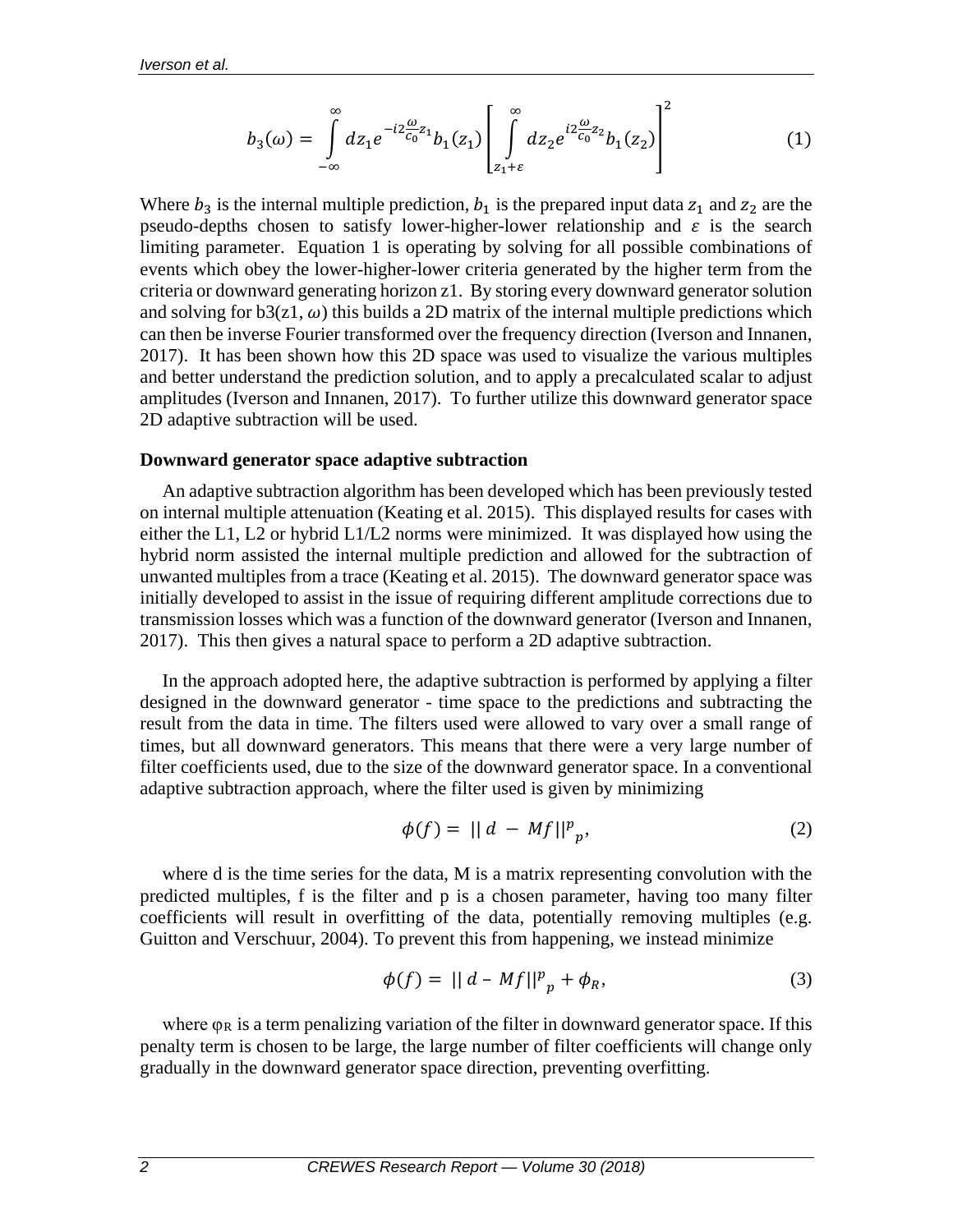$$b_3(\omega) = \int_{-\infty}^{\infty} dz_1 e^{-i2\frac{\omega}{c_0}z_1} b_1(z_1) \left[ \int_{z_1+\varepsilon}^{\infty} dz_2 e^{i2\frac{\omega}{c_0}z_2} b_1(z_2) \right]^2 \tag{1}$$

Where $b_3$ is the internal multiple prediction, $b_1$ is the prepared input data $z_1$ and $z_2$ are the pseudo-depths chosen to satisfy lower-higher-lower relationship and $\varepsilon$ is the search limiting parameter. Equation 1 is operating by solving for all possible combinations of events which obey the lower-higher-lower criteria generated by the higher term from the criteria or downward generating horizon z1. By storing every downward generator solution and solving for b3(z1, $\omega$) this builds a 2D matrix of the internal multiple predictions which can then be inverse Fourier transformed over the frequency direction (Iverson and Innanen, 2017). It has been shown how this 2D space was used to visualize the various multiples and better understand the prediction solution, and to apply a precalculated scalar to adjust amplitudes (Iverson and Innanen, 2017). To further utilize this downward generator space 2D adaptive subtraction will be used.

**Downward generator space adaptive subtraction**

An adaptive subtraction algorithm has been developed which has been previously tested on internal multiple attenuation (Keating et al. 2015). This displayed results for cases with either the L1, L2 or hybrid L1/L2 norms were minimized. It was displayed how using the hybrid norm assisted the internal multiple prediction and allowed for the subtraction of unwanted multiples from a trace (Keating et al. 2015). The downward generator space was initially developed to assist in the issue of requiring different amplitude corrections due to transmission losses which was a function of the downward generator (Iverson and Innanen, 2017). This then gives a natural space to perform a 2D adaptive subtraction.

In the approach adopted here, the adaptive subtraction is performed by applying a filter designed in the downward generator - time space to the predictions and subtracting the result from the data in time. The filters used were allowed to vary over a small range of times, but all downward generators. This means that there were a very large number of filter coefficients used, due to the size of the downward generator space. In a conventional adaptive subtraction approach, where the filter used is given by minimizing

$$\phi(f) = \; || \, d \; - \; Mf||^p{}_p, \tag{2}$$

where d is the time series for the data, M is a matrix representing convolution with the predicted multiples, f is the filter and p is a chosen parameter, having too many filter coefficients will result in overfitting of the data, potentially removing multiples (e.g. Guitton and Verschuur, 2004). To prevent this from happening, we instead minimize

$$\phi(f) = \; || \, d - Mf||^p{}_p + \phi_R, \tag{3}$$

where $\varphi_R$ is a term penalizing variation of the filter in downward generator space. If this penalty term is chosen to be large, the large number of filter coefficients will change only gradually in the downward generator space direction, preventing overfitting.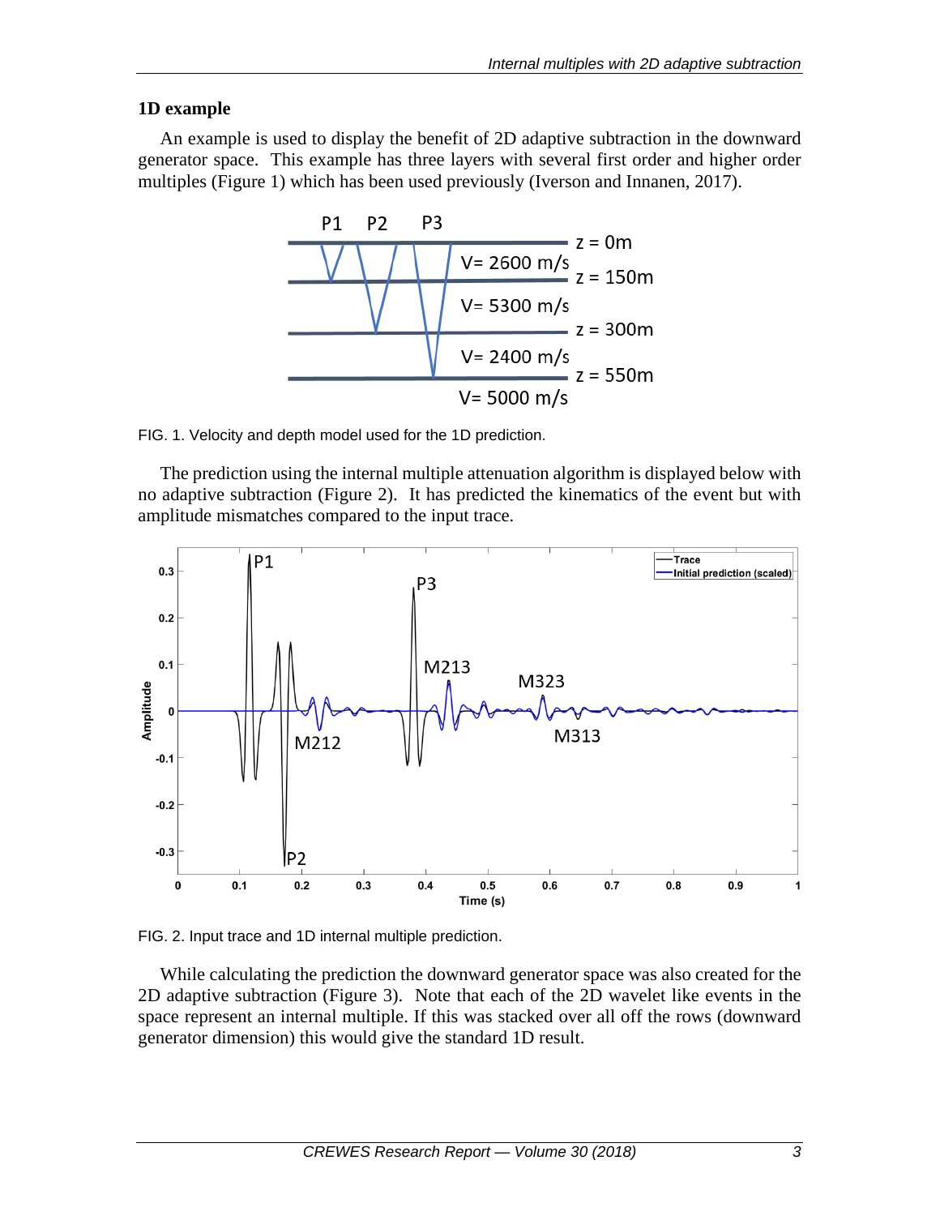### 1D example

An example is used to display the benefit of 2D adaptive subtraction in the downward generator space. This example has three layers with several first order and higher order multiples (Figure 1) which has been used previously (Iverson and Innanen, 2017).

FIG. 1. Velocity and depth model used for the 1D prediction.

The prediction using the internal multiple attenuation algorithm is displayed below with no adaptive subtraction (Figure 2). It has predicted the kinematics of the event but with amplitude mismatches compared to the input trace.

FIG. 2. Input trace and 1D internal multiple prediction.

While calculating the prediction the downward generator space was also created for the 2D adaptive subtraction (Figure 3). Note that each of the 2D wavelet like events in the space represent an internal multiple. If this was stacked over all off the rows (downward generator dimension) this would give the standard 1D result.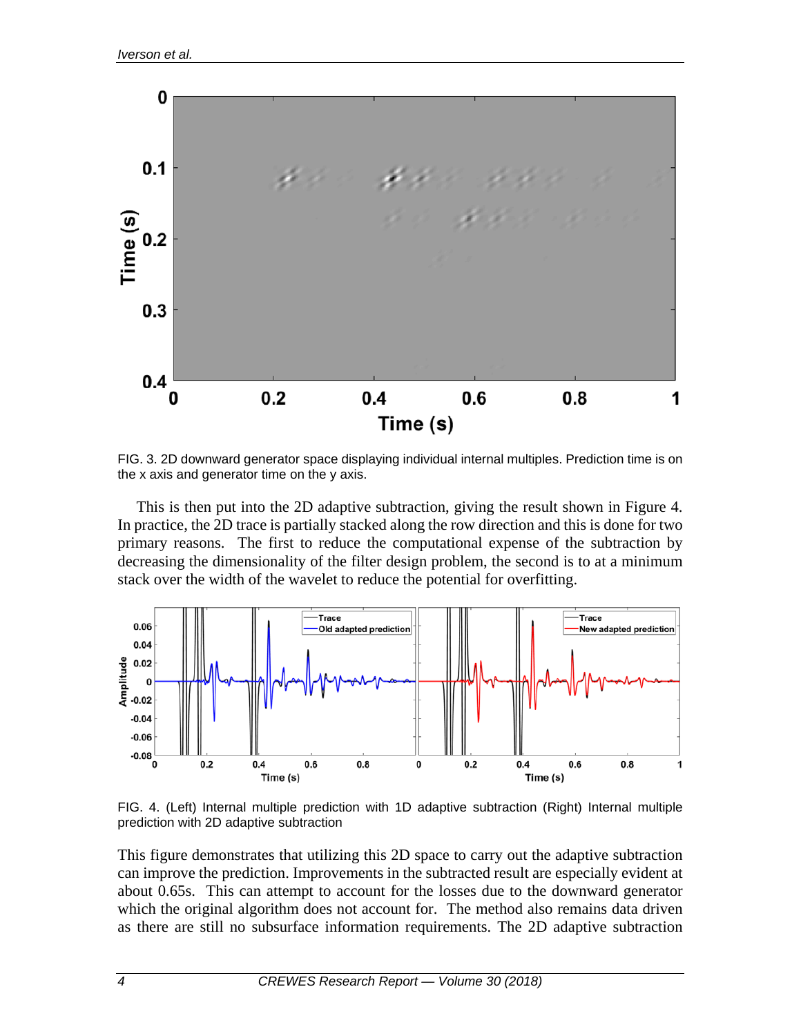FIG. 3. 2D downward generator space displaying individual internal multiples. Prediction time is on the x axis and generator time on the y axis.

This is then put into the 2D adaptive subtraction, giving the result shown in Figure 4. In practice, the 2D trace is partially stacked along the row direction and this is done for two primary reasons. The first to reduce the computational expense of the subtraction by decreasing the dimensionality of the filter design problem, the second is to at a minimum stack over the width of the wavelet to reduce the potential for overfitting.

FIG. 4. (Left) Internal multiple prediction with 1D adaptive subtraction (Right) Internal multiple prediction with 2D adaptive subtraction

This figure demonstrates that utilizing this 2D space to carry out the adaptive subtraction can improve the prediction. Improvements in the subtracted result are especially evident at about 0.65s. This can attempt to account for the losses due to the downward generator which the original algorithm does not account for. The method also remains data driven as there are still no subsurface information requirements. The 2D adaptive subtraction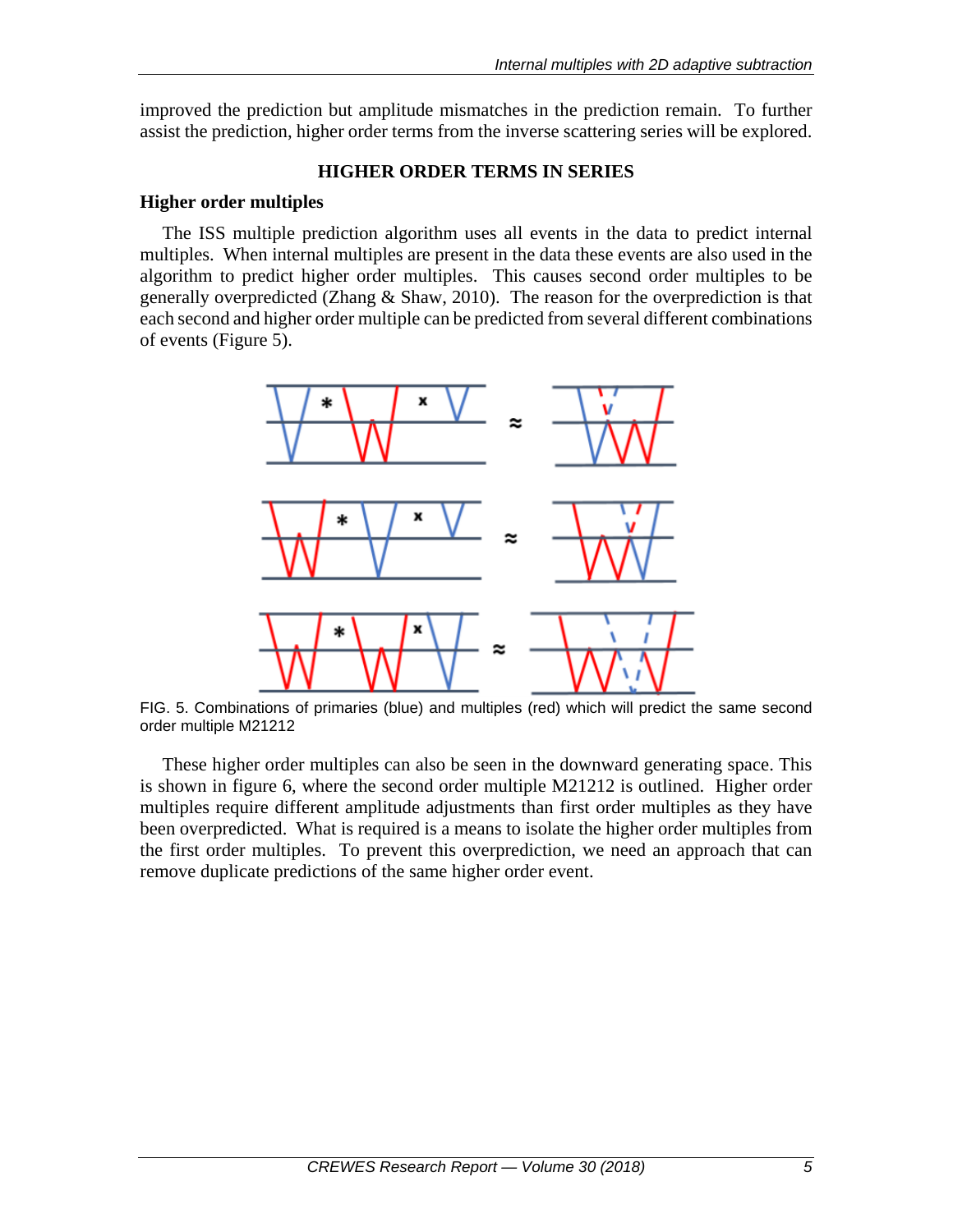improved the prediction but amplitude mismatches in the prediction remain. To further assist the prediction, higher order terms from the inverse scattering series will be explored.

## HIGHER ORDER TERMS IN SERIES

### Higher order multiples

The ISS multiple prediction algorithm uses all events in the data to predict internal multiples. When internal multiples are present in the data these events are also used in the algorithm to predict higher order multiples. This causes second order multiples to be generally overpredicted (Zhang & Shaw, 2010). The reason for the overprediction is that each second and higher order multiple can be predicted from several different combinations of events (Figure 5).

FIG. 5. Combinations of primaries (blue) and multiples (red) which will predict the same second order multiple M21212

These higher order multiples can also be seen in the downward generating space. This is shown in figure 6, where the second order multiple M21212 is outlined. Higher order multiples require different amplitude adjustments than first order multiples as they have been overpredicted. What is required is a means to isolate the higher order multiples from the first order multiples. To prevent this overprediction, we need an approach that can remove duplicate predictions of the same higher order event.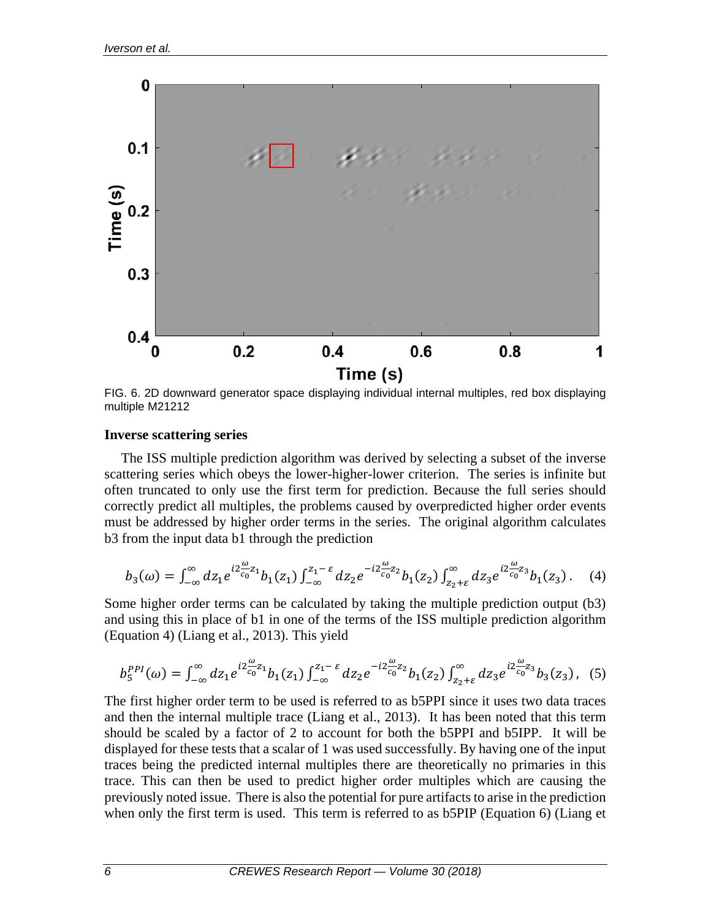FIG. 6. 2D downward generator space displaying individual internal multiples, red box displaying multiple M21212

### Inverse scattering series

The ISS multiple prediction algorithm was derived by selecting a subset of the inverse scattering series which obeys the lower-higher-lower criterion. The series is infinite but often truncated to only use the first term for prediction. Because the full series should correctly predict all multiples, the problems caused by overpredicted higher order events must be addressed by higher order terms in the series. The original algorithm calculates b3 from the input data b1 through the prediction

$$b_3(\omega) = \int_{-\infty}^{\infty} dz_1 e^{i2\frac{\omega}{c_0}z_1} b_1(z_1) \int_{-\infty}^{z_1-\varepsilon} dz_2 e^{-i2\frac{\omega}{c_0}z_2} b_1(z_2) \int_{z_2+\varepsilon}^{\infty} dz_3 e^{i2\frac{\omega}{c_0}z_3} b_1(z_3) \,. \quad (4)$$

Some higher order terms can be calculated by taking the multiple prediction output (b3) and using this in place of b1 in one of the terms of the ISS multiple prediction algorithm (Equation 4) (Liang et al., 2013). This yield

$$b_5^{PPI}(\omega) = \int_{-\infty}^{\infty} dz_1 e^{i2\frac{\omega}{c_0}z_1} b_1(z_1) \int_{-\infty}^{z_1-\varepsilon} dz_2 e^{-i2\frac{\omega}{c_0}z_2} b_1(z_2) \int_{z_2+\varepsilon}^{\infty} dz_3 e^{i2\frac{\omega}{c_0}z_3} b_3(z_3) \,, \quad (5)$$

The first higher order term to be used is referred to as b5PPI since it uses two data traces and then the internal multiple trace (Liang et al., 2013). It has been noted that this term should be scaled by a factor of 2 to account for both the b5PPI and b5IPP. It will be displayed for these tests that a scalar of 1 was used successfully. By having one of the input traces being the predicted internal multiples there are theoretically no primaries in this trace. This can then be used to predict higher order multiples which are causing the previously noted issue. There is also the potential for pure artifacts to arise in the prediction when only the first term is used. This term is referred to as b5PIP (Equation 6) (Liang et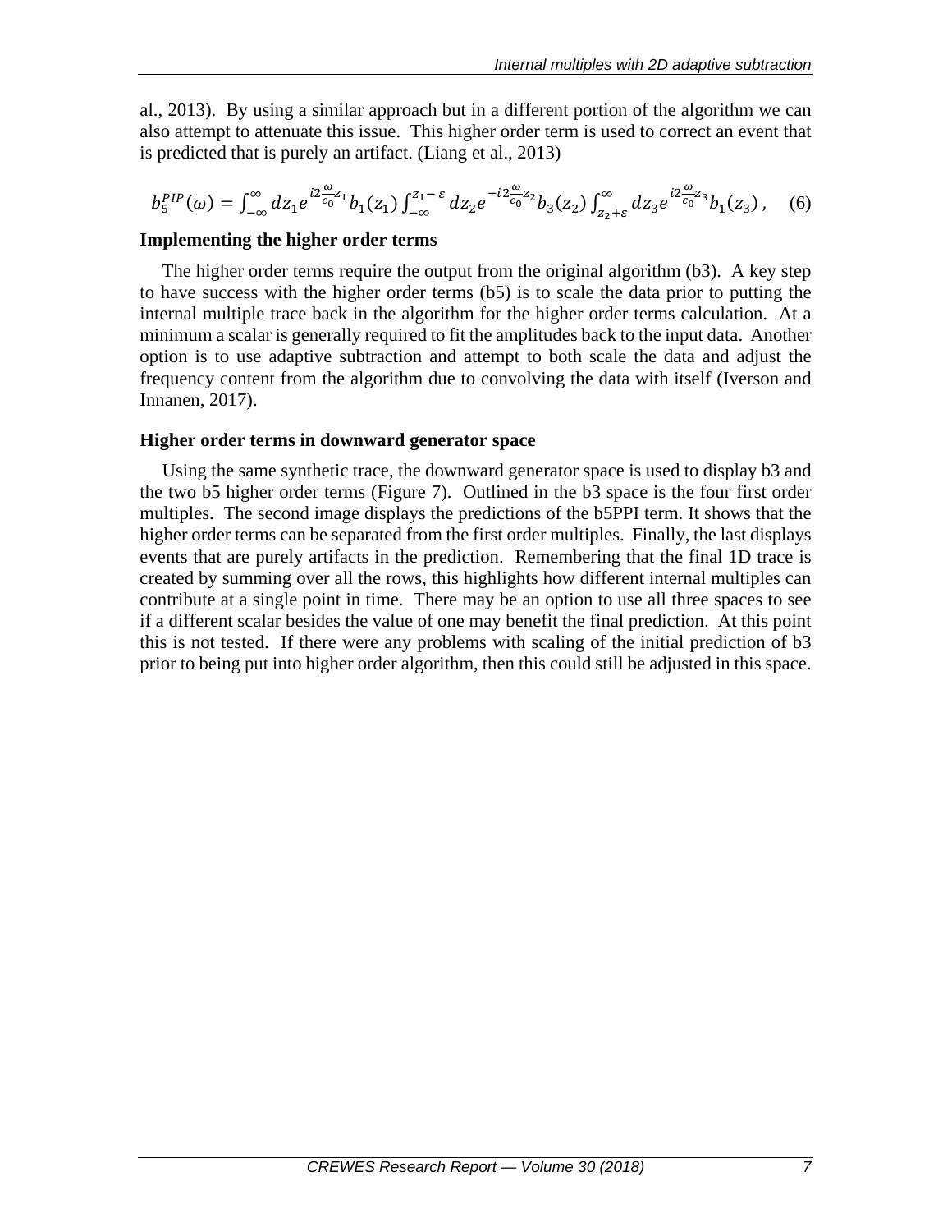al., 2013). By using a similar approach but in a different portion of the algorithm we can also attempt to attenuate this issue. This higher order term is used to correct an event that is predicted that is purely an artifact. (Liang et al., 2013)

$$b_5^{PIP}(\omega) = \int_{-\infty}^{\infty} dz_1 e^{i2\frac{\omega}{c_0}z_1} b_1(z_1) \int_{-\infty}^{z_1-\varepsilon} dz_2 e^{-i2\frac{\omega}{c_0}z_2} b_3(z_2) \int_{z_2+\varepsilon}^{\infty} dz_3 e^{i2\frac{\omega}{c_0}z_3} b_1(z_3)\,, \quad (6)$$

### Implementing the higher order terms

The higher order terms require the output from the original algorithm (b3). A key step to have success with the higher order terms (b5) is to scale the data prior to putting the internal multiple trace back in the algorithm for the higher order terms calculation. At a minimum a scalar is generally required to fit the amplitudes back to the input data. Another option is to use adaptive subtraction and attempt to both scale the data and adjust the frequency content from the algorithm due to convolving the data with itself (Iverson and Innanen, 2017).

### Higher order terms in downward generator space

Using the same synthetic trace, the downward generator space is used to display b3 and the two b5 higher order terms (Figure 7). Outlined in the b3 space is the four first order multiples. The second image displays the predictions of the b5PPI term. It shows that the higher order terms can be separated from the first order multiples. Finally, the last displays events that are purely artifacts in the prediction. Remembering that the final 1D trace is created by summing over all the rows, this highlights how different internal multiples can contribute at a single point in time. There may be an option to use all three spaces to see if a different scalar besides the value of one may benefit the final prediction. At this point this is not tested. If there were any problems with scaling of the initial prediction of b3 prior to being put into higher order algorithm, then this could still be adjusted in this space.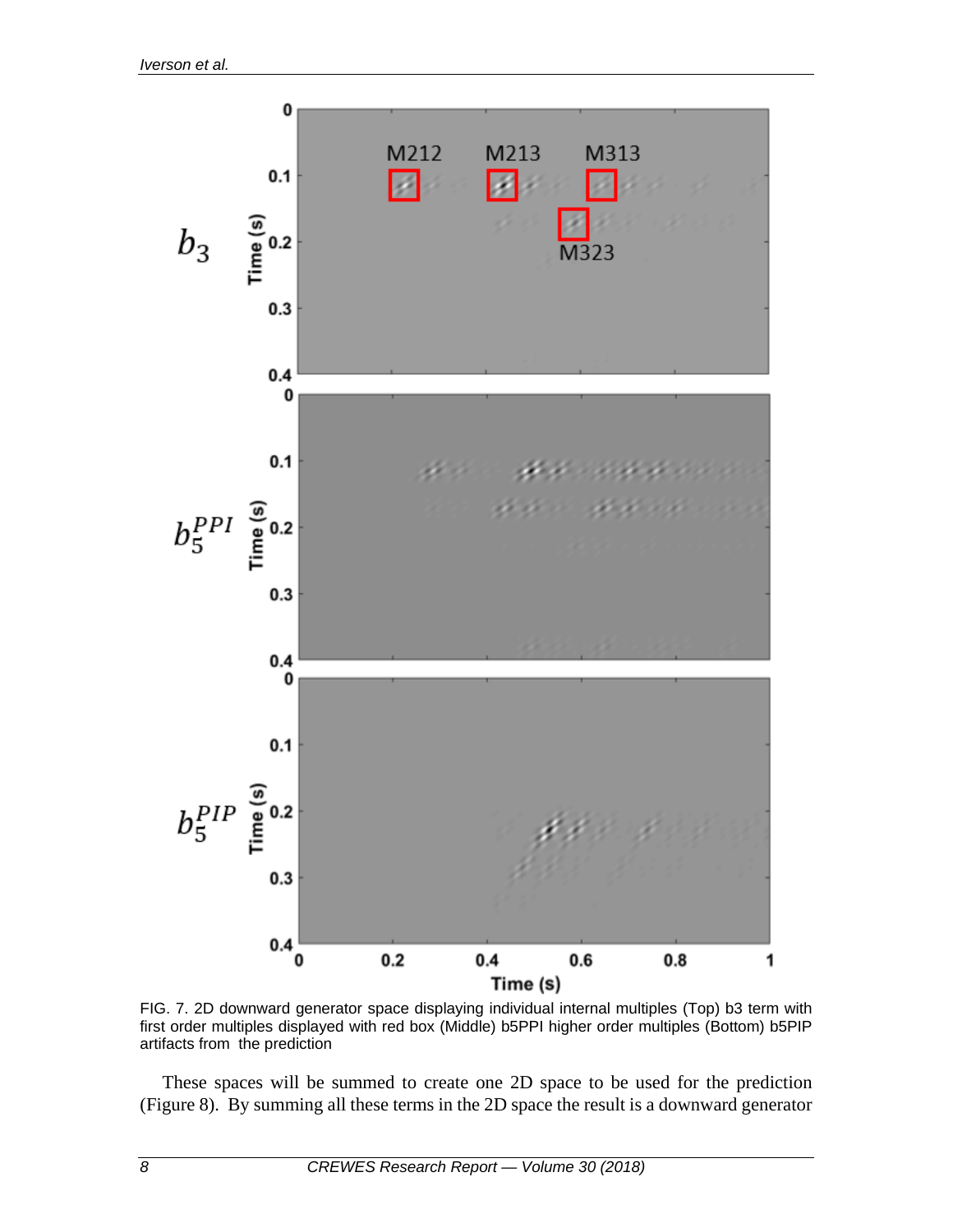FIG. 7. 2D downward generator space displaying individual internal multiples (Top) b3 term with first order multiples displayed with red box (Middle) b5PPI higher order multiples (Bottom) b5PIP artifacts from the prediction

These spaces will be summed to create one 2D space to be used for the prediction (Figure 8). By summing all these terms in the 2D space the result is a downward generator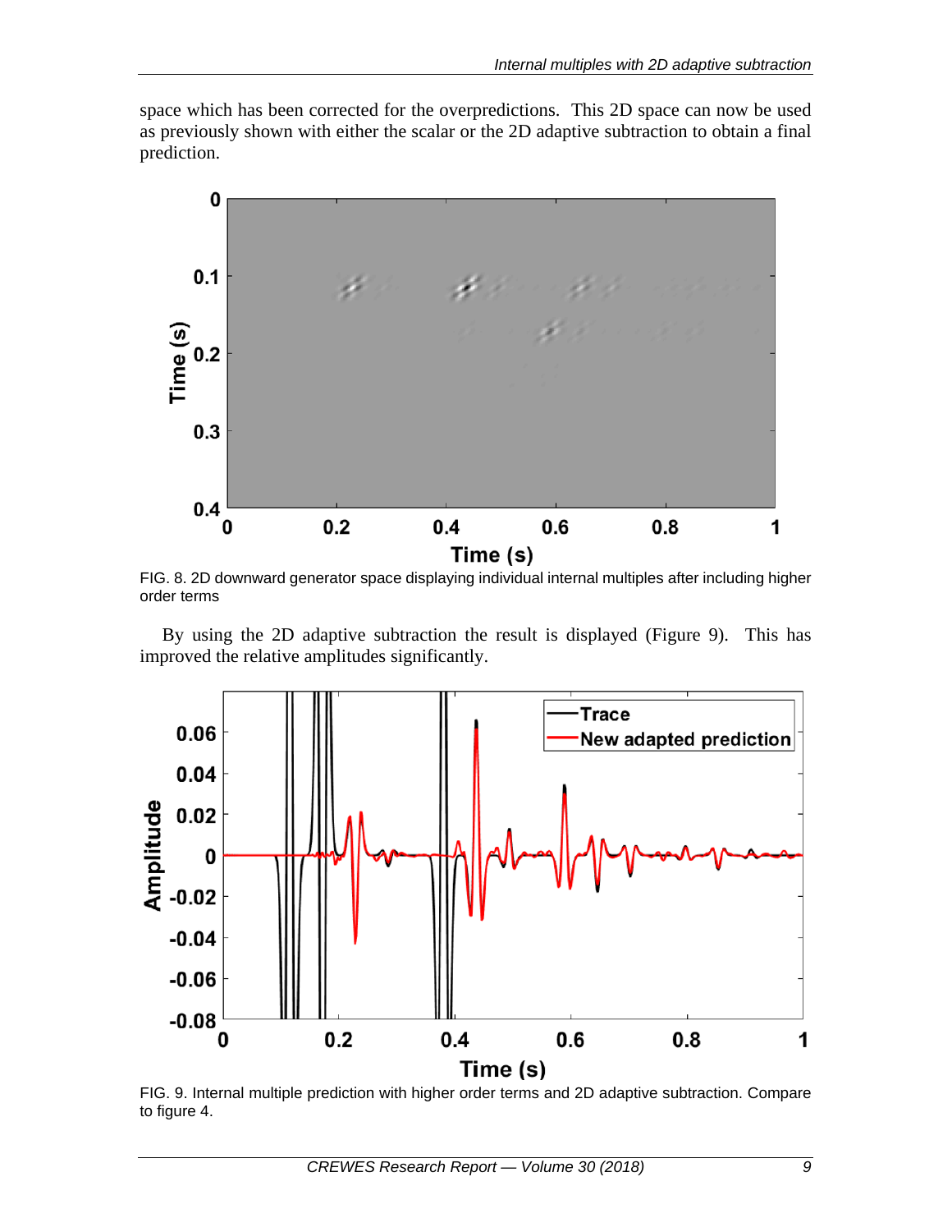space which has been corrected for the overpredictions. This 2D space can now be used as previously shown with either the scalar or the 2D adaptive subtraction to obtain a final prediction.

FIG. 8. 2D downward generator space displaying individual internal multiples after including higher order terms

By using the 2D adaptive subtraction the result is displayed (Figure 9). This has improved the relative amplitudes significantly.

FIG. 9. Internal multiple prediction with higher order terms and 2D adaptive subtraction. Compare to figure 4.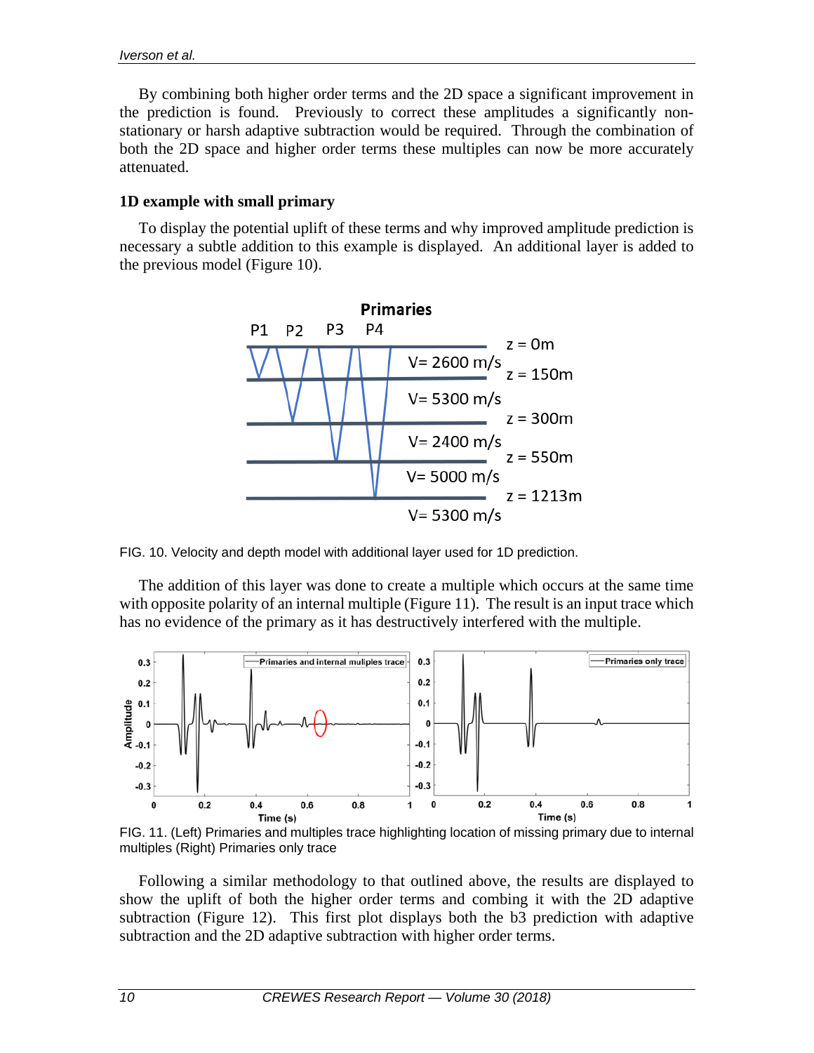By combining both higher order terms and the 2D space a significant improvement in the prediction is found. Previously to correct these amplitudes a significantly non-stationary or harsh adaptive subtraction would be required. Through the combination of both the 2D space and higher order terms these multiples can now be more accurately attenuated.

### 1D example with small primary

To display the potential uplift of these terms and why improved amplitude prediction is necessary a subtle addition to this example is displayed. An additional layer is added to the previous model (Figure 10).

FIG. 10. Velocity and depth model with additional layer used for 1D prediction.

The addition of this layer was done to create a multiple which occurs at the same time with opposite polarity of an internal multiple (Figure 11). The result is an input trace which has no evidence of the primary as it has destructively interfered with the multiple.

FIG. 11. (Left) Primaries and multiples trace highlighting location of missing primary due to internal multiples (Right) Primaries only trace

Following a similar methodology to that outlined above, the results are displayed to show the uplift of both the higher order terms and combing it with the 2D adaptive subtraction (Figure 12). This first plot displays both the b3 prediction with adaptive subtraction and the 2D adaptive subtraction with higher order terms.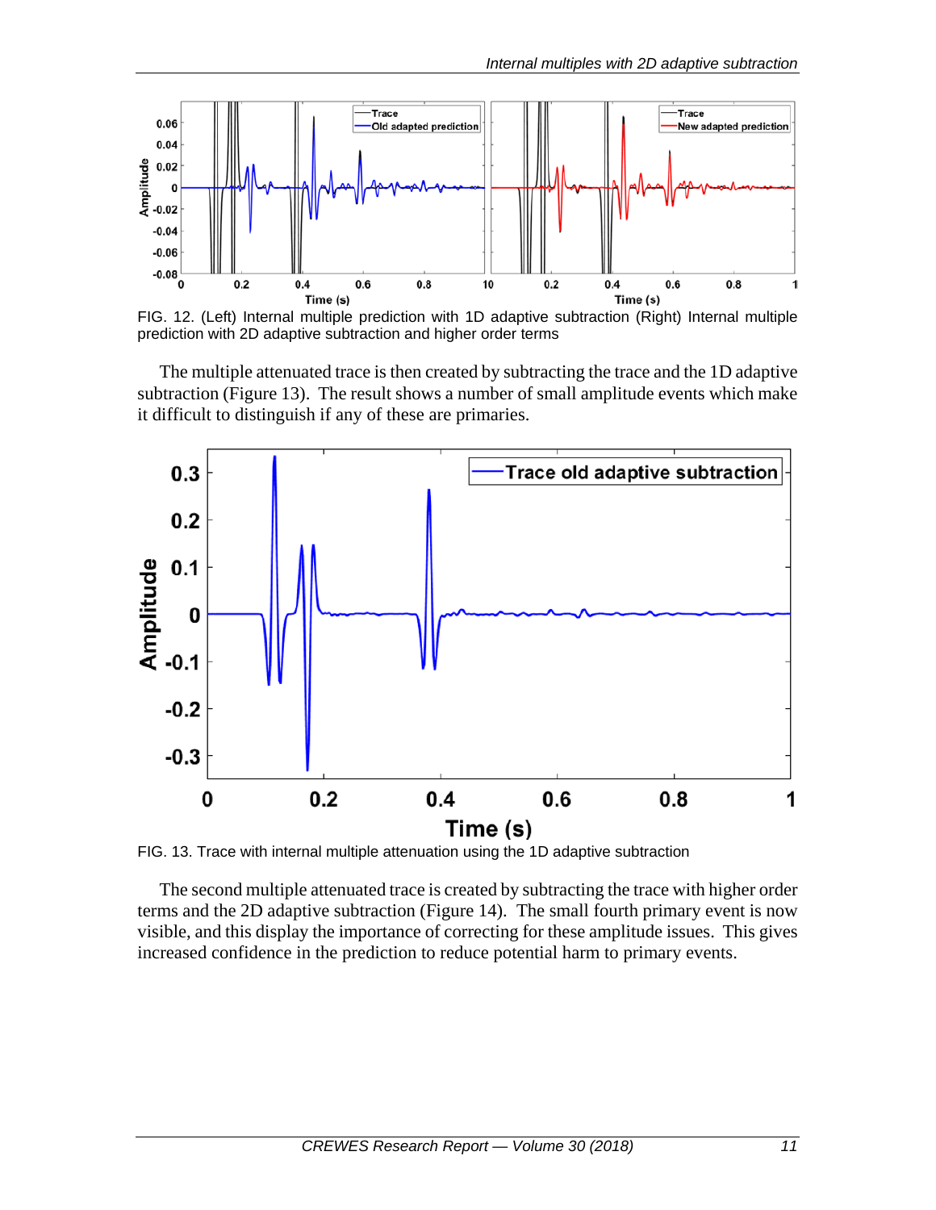FIG. 12. (Left) Internal multiple prediction with 1D adaptive subtraction (Right) Internal multiple prediction with 2D adaptive subtraction and higher order terms

The multiple attenuated trace is then created by subtracting the trace and the 1D adaptive subtraction (Figure 13). The result shows a number of small amplitude events which make it difficult to distinguish if any of these are primaries.

FIG. 13. Trace with internal multiple attenuation using the 1D adaptive subtraction

The second multiple attenuated trace is created by subtracting the trace with higher order terms and the 2D adaptive subtraction (Figure 14). The small fourth primary event is now visible, and this display the importance of correcting for these amplitude issues. This gives increased confidence in the prediction to reduce potential harm to primary events.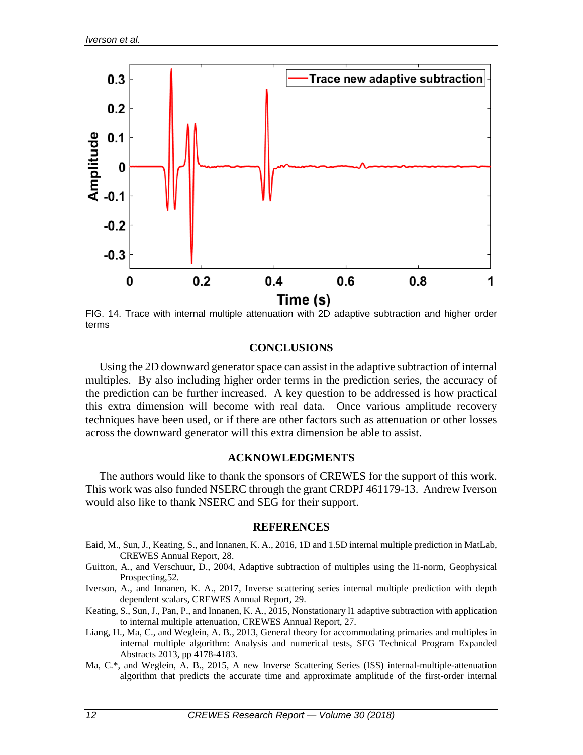FIG. 14. Trace with internal multiple attenuation with 2D adaptive subtraction and higher order terms

## CONCLUSIONS

Using the 2D downward generator space can assist in the adaptive subtraction of internal multiples. By also including higher order terms in the prediction series, the accuracy of the prediction can be further increased. A key question to be addressed is how practical this extra dimension will become with real data. Once various amplitude recovery techniques have been used, or if there are other factors such as attenuation or other losses across the downward generator will this extra dimension be able to assist.

## ACKNOWLEDGMENTS

The authors would like to thank the sponsors of CREWES for the support of this work. This work was also funded NSERC through the grant CRDPJ 461179-13. Andrew Iverson would also like to thank NSERC and SEG for their support.

## REFERENCES

Eaid, M., Sun, J., Keating, S., and Innanen, K. A., 2016, 1D and 1.5D internal multiple prediction in MatLab, CREWES Annual Report, 28.

Guitton, A., and Verschuur, D., 2004, Adaptive subtraction of multiples using the l1-norm, Geophysical Prospecting,52.

Iverson, A., and Innanen, K. A., 2017, Inverse scattering series internal multiple prediction with depth dependent scalars, CREWES Annual Report, 29.

Keating, S., Sun, J., Pan, P., and Innanen, K. A., 2015, Nonstationary l1 adaptive subtraction with application to internal multiple attenuation, CREWES Annual Report, 27.

Liang, H., Ma, C., and Weglein, A. B., 2013, General theory for accommodating primaries and multiples in internal multiple algorithm: Analysis and numerical tests, SEG Technical Program Expanded Abstracts 2013, pp 4178-4183.

Ma, C.*, and Weglein, A. B., 2015, A new Inverse Scattering Series (ISS) internal-multiple-attenuation algorithm that predicts the accurate time and approximate amplitude of the first-order internal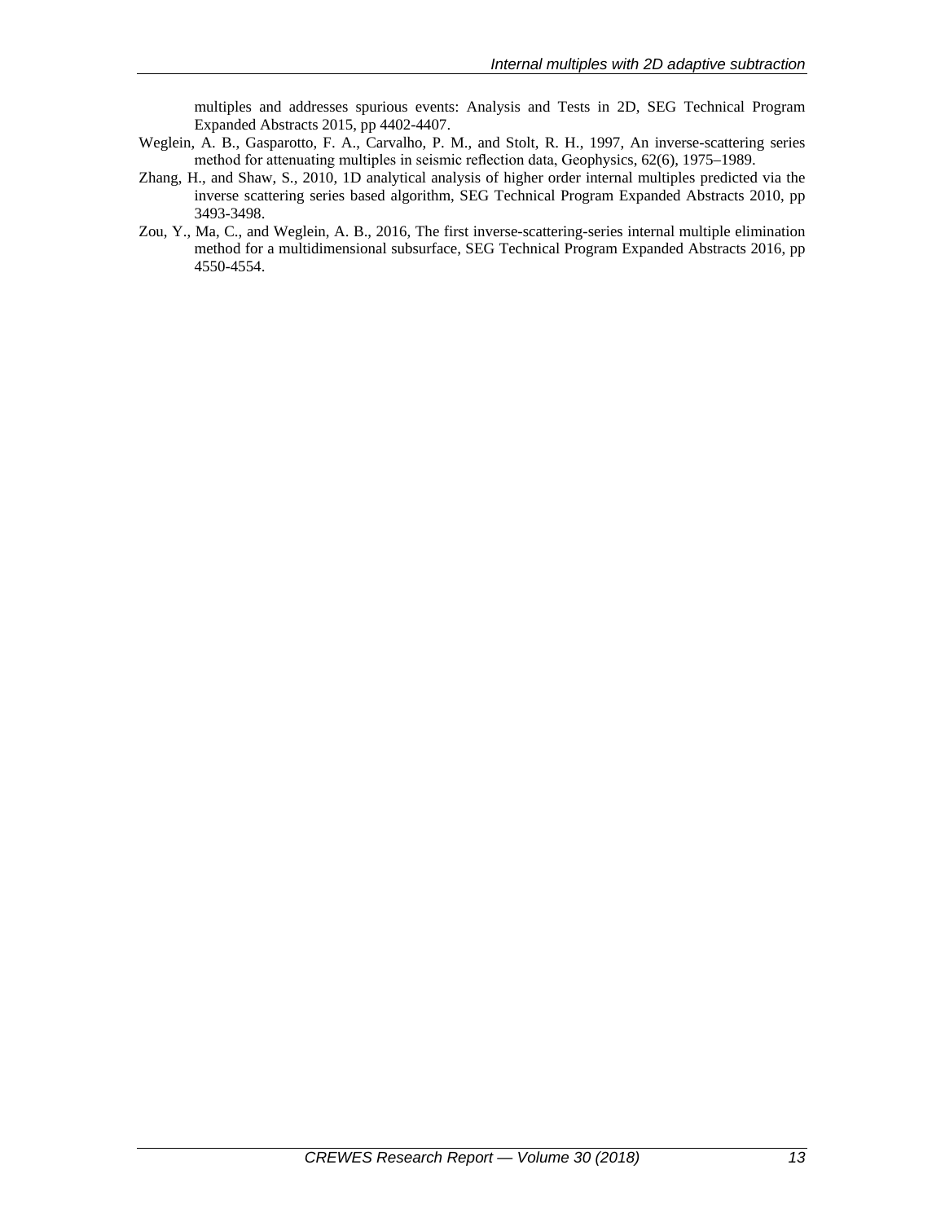multiples and addresses spurious events: Analysis and Tests in 2D, SEG Technical Program Expanded Abstracts 2015, pp 4402-4407.

Weglein, A. B., Gasparotto, F. A., Carvalho, P. M., and Stolt, R. H., 1997, An inverse-scattering series method for attenuating multiples in seismic reflection data, Geophysics, 62(6), 1975–1989.

Zhang, H., and Shaw, S., 2010, 1D analytical analysis of higher order internal multiples predicted via the inverse scattering series based algorithm, SEG Technical Program Expanded Abstracts 2010, pp 3493-3498.

Zou, Y., Ma, C., and Weglein, A. B., 2016, The first inverse-scattering-series internal multiple elimination method for a multidimensional subsurface, SEG Technical Program Expanded Abstracts 2016, pp 4550-4554.